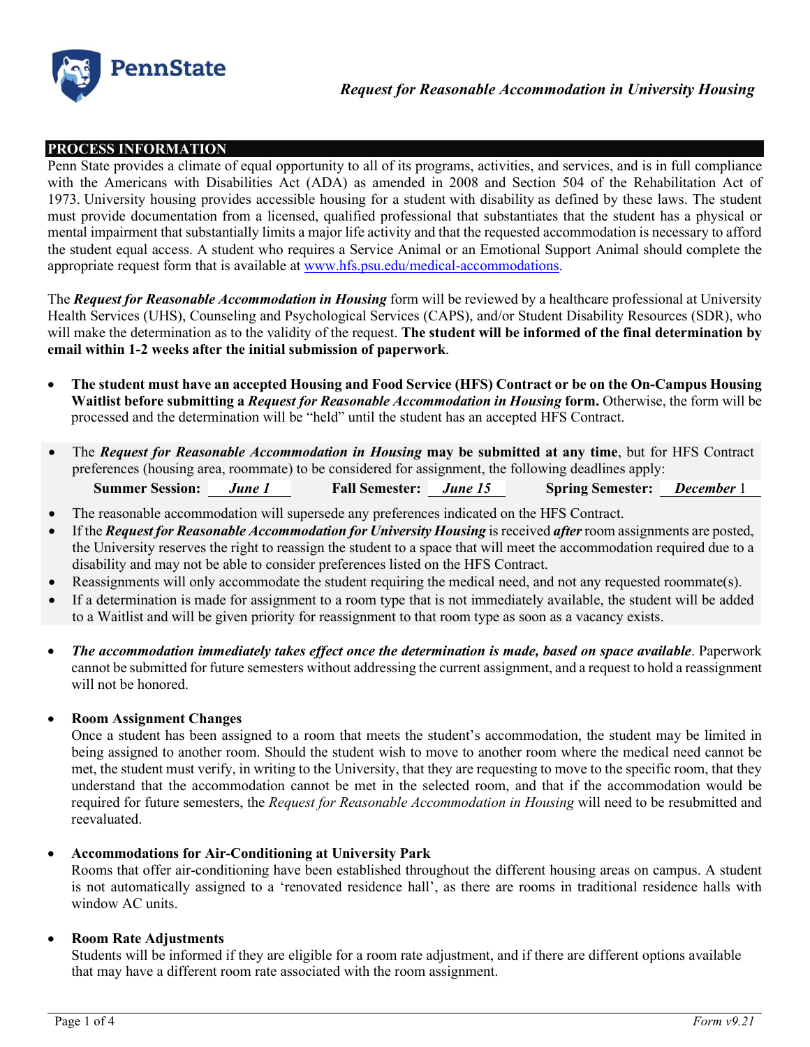*Request for Reasonable Accommodation in University Housing*

## PROCESS INFORMATION

Penn State provides a climate of equal opportunity to all of its programs, activities, and services, and is in full compliance with the Americans with Disabilities Act (ADA) as amended in 2008 and Section 504 of the Rehabilitation Act of 1973. University housing provides accessible housing for a student with disability as defined by these laws. The student must provide documentation from a licensed, qualified professional that substantiates that the student has a physical or mental impairment that substantially limits a major life activity and that the requested accommodation is necessary to afford the student equal access. A student who requires a Service Animal or an Emotional Support Animal should complete the appropriate request form that is available at www.hfs.psu.edu/medical-accommodations.

The ***Request for Reasonable Accommodation in Housing*** form will be reviewed by a healthcare professional at University Health Services (UHS), Counseling and Psychological Services (CAPS), and/or Student Disability Resources (SDR), who will make the determination as to the validity of the request. **The student will be informed of the final determination by email within 1-2 weeks after the initial submission of paperwork**.

- **The student must have an accepted Housing and Food Service (HFS) Contract or be on the On-Campus Housing Waitlist before submitting a *Request for Reasonable Accommodation in Housing* form.** Otherwise, the form will be processed and the determination will be "held" until the student has an accepted HFS Contract.

- The ***Request for Reasonable Accommodation in Housing*** **may be submitted at any time**, but for HFS Contract preferences (housing area, roommate) to be considered for assignment, the following deadlines apply:

  **Summer Session:** ***June 1*** **Fall Semester:** ***June 15*** **Spring Semester:** ***December*** 1

- The reasonable accommodation will supersede any preferences indicated on the HFS Contract.
- If the ***Request for Reasonable Accommodation for University Housing*** is received ***after*** room assignments are posted, the University reserves the right to reassign the student to a space that will meet the accommodation required due to a disability and may not be able to consider preferences listed on the HFS Contract.
- Reassignments will only accommodate the student requiring the medical need, and not any requested roommate(s).
- If a determination is made for assignment to a room type that is not immediately available, the student will be added to a Waitlist and will be given priority for reassignment to that room type as soon as a vacancy exists.

- ***The accommodation immediately takes effect once the determination is made, based on space available***. Paperwork cannot be submitted for future semesters without addressing the current assignment, and a request to hold a reassignment will not be honored.

- **Room Assignment Changes**

  Once a student has been assigned to a room that meets the student's accommodation, the student may be limited in being assigned to another room. Should the student wish to move to another room where the medical need cannot be met, the student must verify, in writing to the University, that they are requesting to move to the specific room, that they understand that the accommodation cannot be met in the selected room, and that if the accommodation would be required for future semesters, the *Request for Reasonable Accommodation in Housing* will need to be resubmitted and reevaluated.

- **Accommodations for Air-Conditioning at University Park**

  Rooms that offer air-conditioning have been established throughout the different housing areas on campus. A student is not automatically assigned to a 'renovated residence hall', as there are rooms in traditional residence halls with window AC units.

- **Room Rate Adjustments**

  Students will be informed if they are eligible for a room rate adjustment, and if there are different options available that may have a different room rate associated with the room assignment.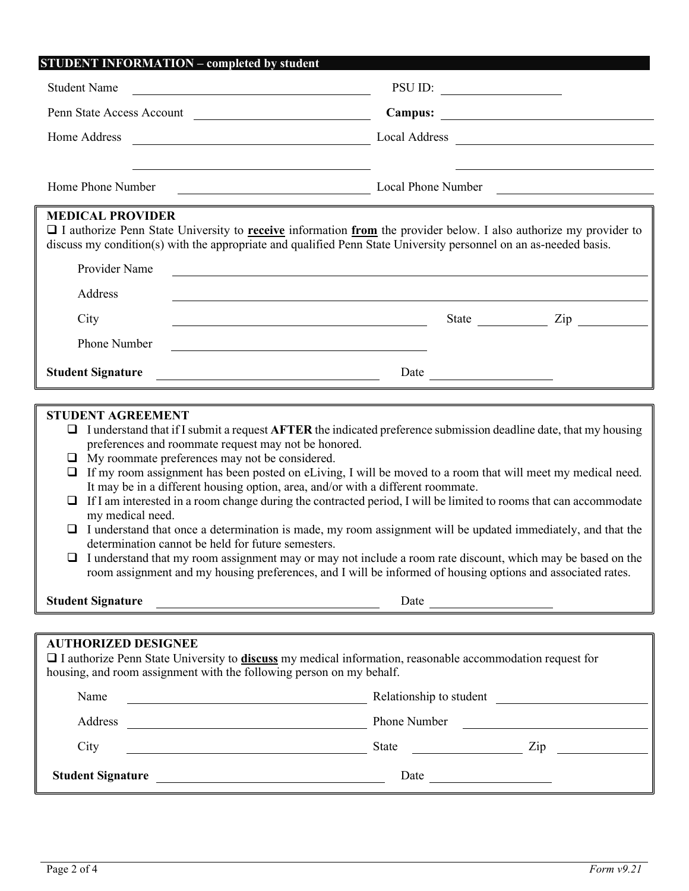## STUDENT INFORMATION – completed by student

Student Name \_\_\_\_\_\_\_\_\_\_\_\_\_\_\_\_\_\_\_\_ PSU ID: \_\_\_\_\_\_\_\_\_\_\_\_\_\_\_\_\_\_\_\_

Penn State Access Account \_\_\_\_\_\_\_\_\_\_\_\_\_\_\_\_\_\_\_\_ **Campus:** \_\_\_\_\_\_\_\_\_\_\_\_\_\_\_\_\_\_\_\_

Home Address \_\_\_\_\_\_\_\_\_\_\_\_\_\_\_\_\_\_\_\_ Local Address \_\_\_\_\_\_\_\_\_\_\_\_\_\_\_\_\_\_\_\_

Home Phone Number \_\_\_\_\_\_\_\_\_\_\_\_\_\_\_\_\_\_\_\_ Local Phone Number \_\_\_\_\_\_\_\_\_\_\_\_\_\_\_\_\_\_\_\_

## MEDICAL PROVIDER

☐ I authorize Penn State University to **receive** information **from** the provider below. I also authorize my provider to discuss my condition(s) with the appropriate and qualified Penn State University personnel on an as-needed basis.

Provider Name \_\_\_\_\_\_\_\_\_\_\_\_\_\_\_\_\_\_\_\_

Address \_\_\_\_\_\_\_\_\_\_\_\_\_\_\_\_\_\_\_\_

City \_\_\_\_\_\_\_\_\_\_\_\_\_\_\_\_\_\_\_\_ State \_\_\_\_\_\_\_\_ Zip \_\_\_\_\_\_\_\_

Phone Number \_\_\_\_\_\_\_\_\_\_\_\_\_\_\_\_\_\_\_\_

**Student Signature** \_\_\_\_\_\_\_\_\_\_\_\_\_\_\_\_\_\_\_\_ Date \_\_\_\_\_\_\_\_\_\_\_\_\_\_\_\_\_\_\_\_

## STUDENT AGREEMENT

- ☐ I understand that if I submit a request **AFTER** the indicated preference submission deadline date, that my housing preferences and roommate request may not be honored.
- ☐ My roommate preferences may not be considered.
- ☐ If my room assignment has been posted on eLiving, I will be moved to a room that will meet my medical need. It may be in a different housing option, area, and/or with a different roommate.
- ☐ If I am interested in a room change during the contracted period, I will be limited to rooms that can accommodate my medical need.
- ☐ I understand that once a determination is made, my room assignment will be updated immediately, and that the determination cannot be held for future semesters.
- ☐ I understand that my room assignment may or may not include a room rate discount, which may be based on the room assignment and my housing preferences, and I will be informed of housing options and associated rates.

**Student Signature** \_\_\_\_\_\_\_\_\_\_\_\_\_\_\_\_\_\_\_\_ Date \_\_\_\_\_\_\_\_\_\_\_\_\_\_\_\_\_\_\_\_

## AUTHORIZED DESIGNEE

☐ I authorize Penn State University to **discuss** my medical information, reasonable accommodation request for housing, and room assignment with the following person on my behalf.

Name \_\_\_\_\_\_\_\_\_\_\_\_\_\_\_\_\_\_\_\_ Relationship to student \_\_\_\_\_\_\_\_\_\_\_\_\_\_\_\_\_\_\_\_

Address \_\_\_\_\_\_\_\_\_\_\_\_\_\_\_\_\_\_\_\_ Phone Number \_\_\_\_\_\_\_\_\_\_\_\_\_\_\_\_\_\_\_\_

City \_\_\_\_\_\_\_\_\_\_\_\_\_\_\_\_\_\_\_\_ State \_\_\_\_\_\_\_\_ Zip \_\_\_\_\_\_\_\_

**Student Signature** \_\_\_\_\_\_\_\_\_\_\_\_\_\_\_\_\_\_\_\_ Date \_\_\_\_\_\_\_\_\_\_\_\_\_\_\_\_\_\_\_\_

*Form v9.21*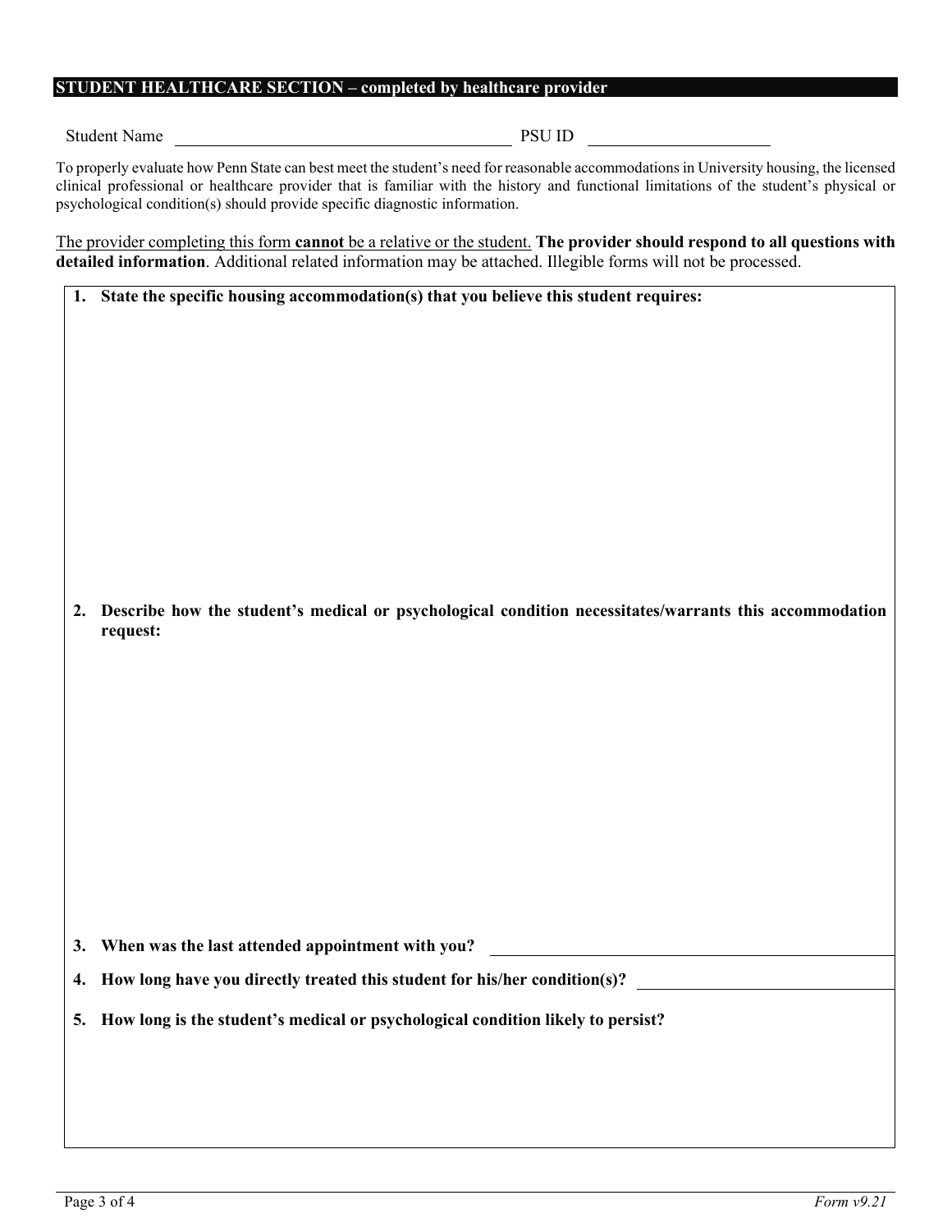## STUDENT HEALTHCARE SECTION – completed by healthcare provider

Student Name ______________________________ PSU ID ____________________

To properly evaluate how Penn State can best meet the student's need for reasonable accommodations in University housing, the licensed clinical professional or healthcare provider that is familiar with the history and functional limitations of the student's physical or psychological condition(s) should provide specific diagnostic information.

The provider completing this form **cannot** be a relative or the student. **The provider should respond to all questions with detailed information**. Additional related information may be attached. Illegible forms will not be processed.

1. **State the specific housing accommodation(s) that you believe this student requires:**

2. **Describe how the student's medical or psychological condition necessitates/warrants this accommodation request:**

3. **When was the last attended appointment with you?** ______________________________

4. **How long have you directly treated this student for his/her condition(s)?** ____________________

5. **How long is the student's medical or psychological condition likely to persist?**

*Form v9.21*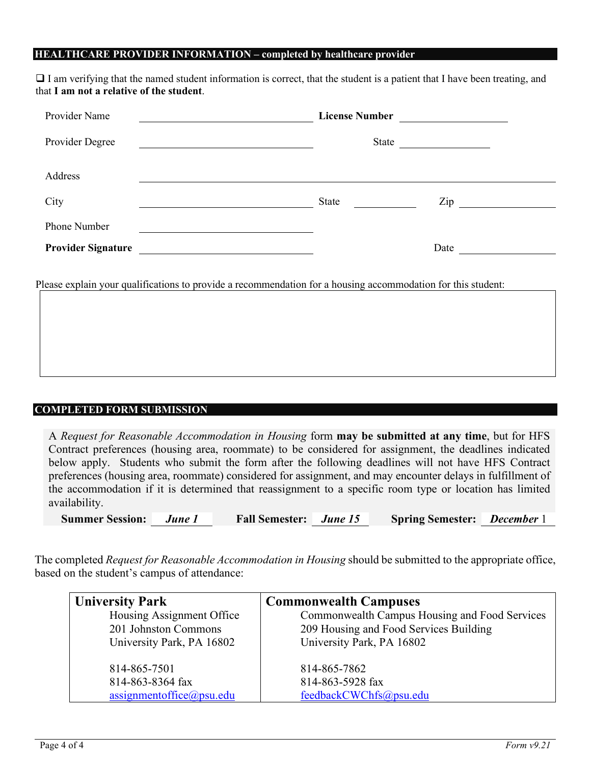## HEALTHCARE PROVIDER INFORMATION – completed by healthcare provider

☐ I am verifying that the named student information is correct, that the student is a patient that I have been treating, and that **I am not a relative of the student**.

Provider Name ______________________________ **License Number** ____________________

Provider Degree ______________________________ State ________________

Address ____________________________________________________________________

City ______________________________ State ____________ Zip __________________

Phone Number ______________________________

**Provider Signature** ______________________________ Date __________________

Please explain your qualifications to provide a recommendation for a housing accommodation for this student:

## COMPLETED FORM SUBMISSION

A *Request for Reasonable Accommodation in Housing* form **may be submitted at any time**, but for HFS Contract preferences (housing area, roommate) to be considered for assignment, the deadlines indicated below apply. Students who submit the form after the following deadlines will not have HFS Contract preferences (housing area, roommate) considered for assignment, and may encounter delays in fulfillment of the accommodation if it is determined that reassignment to a specific room type or location has limited availability.

**Summer Session:** ***June 1*** **Fall Semester:** ***June 15*** **Spring Semester:** ***December*** 1

The completed *Request for Reasonable Accommodation in Housing* should be submitted to the appropriate office, based on the student's campus of attendance:

| University Park | Commonwealth Campuses |
|---|---|
| Housing Assignment Office<br>201 Johnston Commons<br>University Park, PA 16802<br><br>814-865-7501<br>814-863-8364 fax<br>assignmentoffice@psu.edu | Commonwealth Campus Housing and Food Services<br>209 Housing and Food Services Building<br>University Park, PA 16802<br><br>814-865-7862<br>814-863-5928 fax<br>feedbackCWChfs@psu.edu |

*Form v9.21*